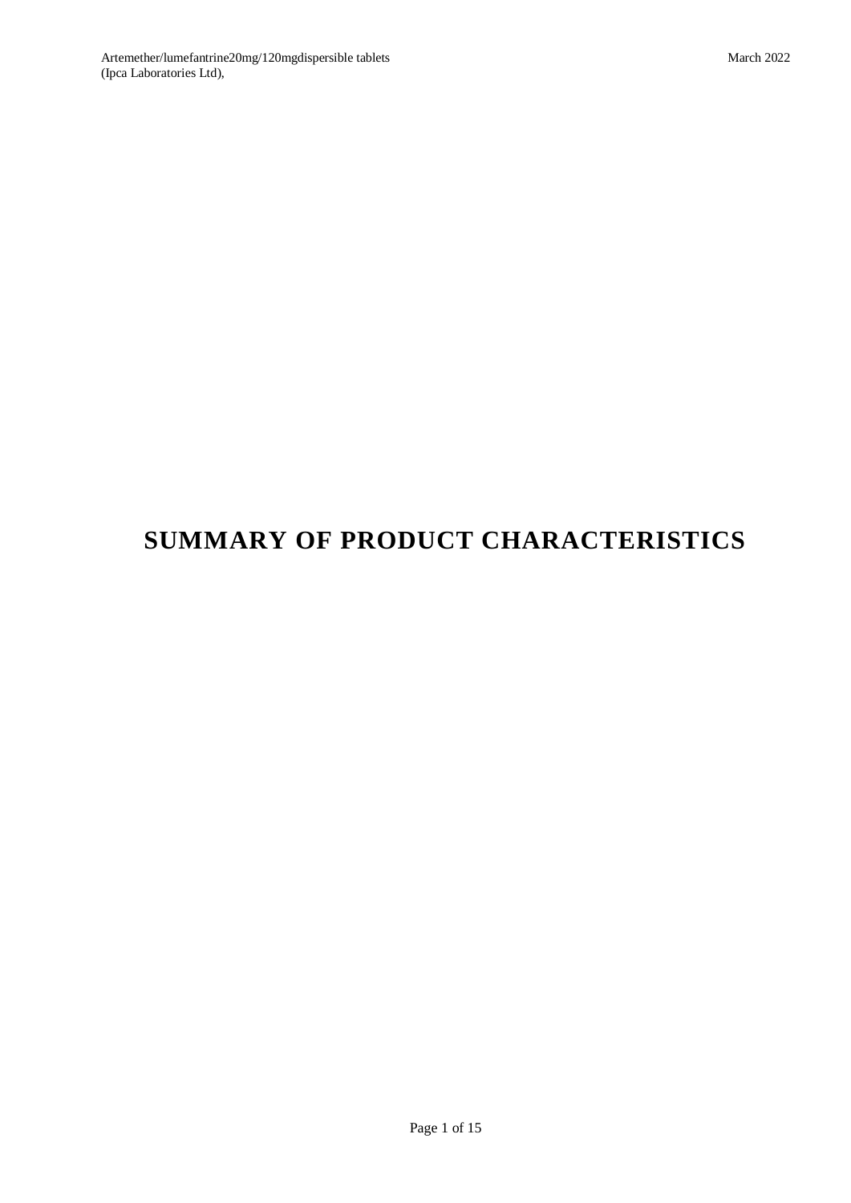# SUMMARY OF PRODUCT CHARACTERISTICS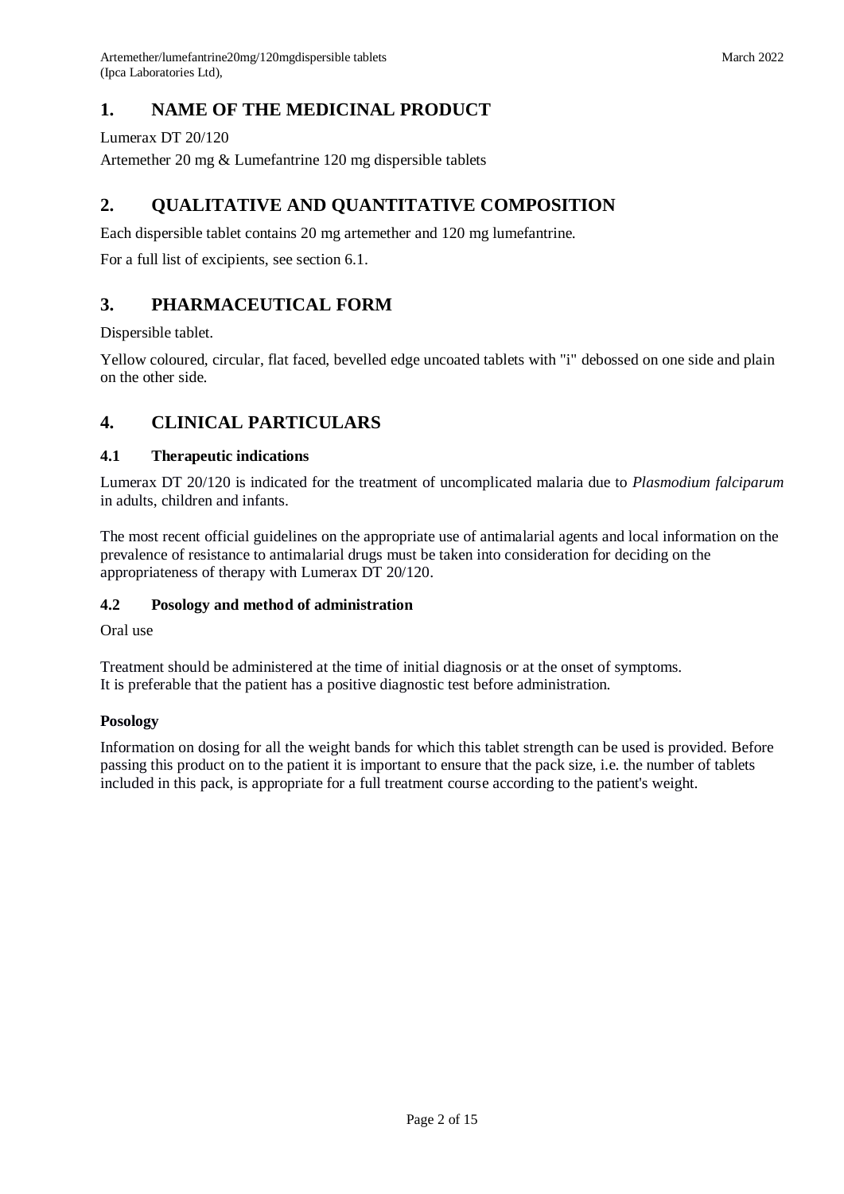## 1. NAME OF THE MEDICINAL PRODUCT

Lumerax DT 20/120

Artemether 20 mg & Lumefantrine 120 mg dispersible tablets

## 2. QUALITATIVE AND QUANTITATIVE COMPOSITION

Each dispersible tablet contains 20 mg artemether and 120 mg lumefantrine.

For a full list of excipients, see section 6.1.

## 3. PHARMACEUTICAL FORM

Dispersible tablet.

Yellow coloured, circular, flat faced, bevelled edge uncoated tablets with "i" debossed on one side and plain on the other side.

## 4. CLINICAL PARTICULARS

### 4.1 Therapeutic indications

Lumerax DT 20/120 is indicated for the treatment of uncomplicated malaria due to *Plasmodium falciparum* in adults, children and infants.

The most recent official guidelines on the appropriate use of antimalarial agents and local information on the prevalence of resistance to antimalarial drugs must be taken into consideration for deciding on the appropriateness of therapy with Lumerax DT 20/120.

### 4.2 Posology and method of administration

Oral use

Treatment should be administered at the time of initial diagnosis or at the onset of symptoms.
It is preferable that the patient has a positive diagnostic test before administration.

**Posology**

Information on dosing for all the weight bands for which this tablet strength can be used is provided. Before passing this product on to the patient it is important to ensure that the pack size, i.e. the number of tablets included in this pack, is appropriate for a full treatment course according to the patient's weight.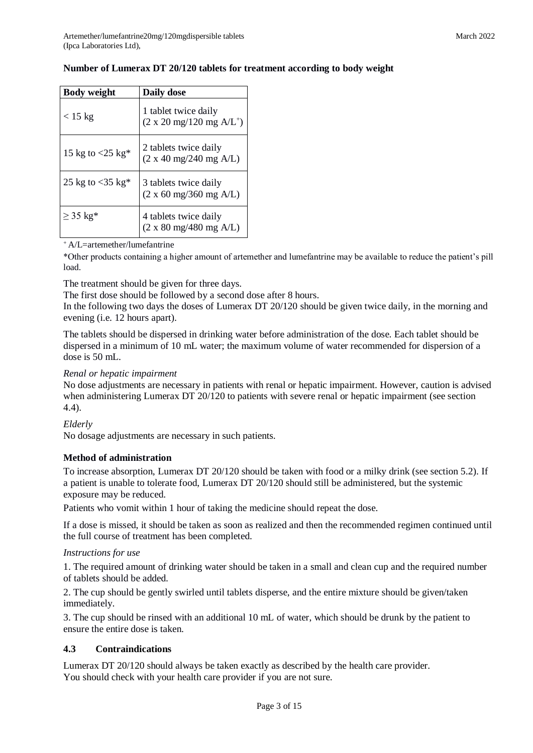**Number of Lumerax DT 20/120 tablets for treatment according to body weight**

| Body weight | Daily dose |
|---|---|
| < 15 kg | 1 tablet twice daily (2 x 20 mg/120 mg A/L[+]) |
| 15 kg to <25 kg* | 2 tablets twice daily (2 x 40 mg/240 mg A/L) |
| 25 kg to <35 kg* | 3 tablets twice daily (2 x 60 mg/360 mg A/L) |
| ≥ 35 kg* | 4 tablets twice daily (2 x 80 mg/480 mg A/L) |

[+] A/L=artemether/lumefantrine

*Other products containing a higher amount of artemether and lumefantrine may be available to reduce the patient's pill load.

The treatment should be given for three days.

The first dose should be followed by a second dose after 8 hours.

In the following two days the doses of Lumerax DT 20/120 should be given twice daily, in the morning and evening (i.e. 12 hours apart).

The tablets should be dispersed in drinking water before administration of the dose. Each tablet should be dispersed in a minimum of 10 mL water; the maximum volume of water recommended for dispersion of a dose is 50 mL.

*Renal or hepatic impairment*

No dose adjustments are necessary in patients with renal or hepatic impairment. However, caution is advised when administering Lumerax DT 20/120 to patients with severe renal or hepatic impairment (see section 4.4).

*Elderly*

No dosage adjustments are necessary in such patients.

**Method of administration**

To increase absorption, Lumerax DT 20/120 should be taken with food or a milky drink (see section 5.2). If a patient is unable to tolerate food, Lumerax DT 20/120 should still be administered, but the systemic exposure may be reduced.

Patients who vomit within 1 hour of taking the medicine should repeat the dose.

If a dose is missed, it should be taken as soon as realized and then the recommended regimen continued until the full course of treatment has been completed.

*Instructions for use*

1. The required amount of drinking water should be taken in a small and clean cup and the required number of tablets should be added.

2. The cup should be gently swirled until tablets disperse, and the entire mixture should be given/taken immediately.

3. The cup should be rinsed with an additional 10 mL of water, which should be drunk by the patient to ensure the entire dose is taken.

## 4.3 Contraindications

Lumerax DT 20/120 should always be taken exactly as described by the health care provider.
You should check with your health care provider if you are not sure.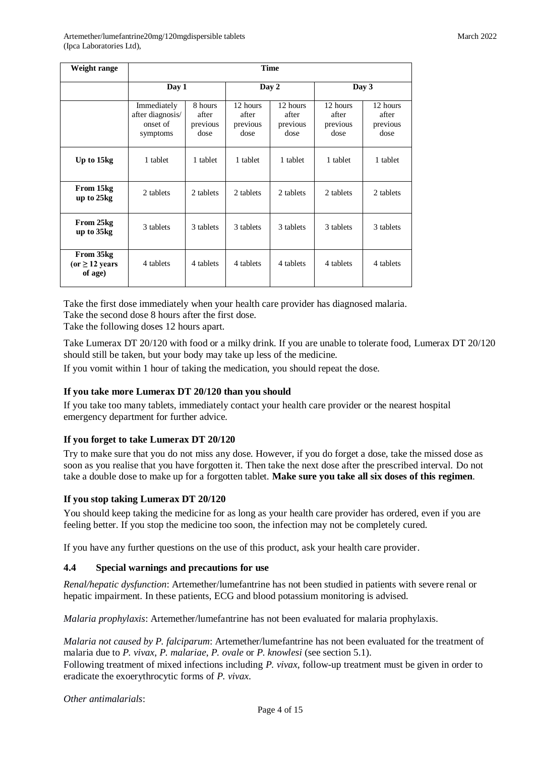| Weight range | Time | | | | | |
|---|---|---|---|---|---|---|
| | Day 1 | | Day 2 | | Day 3 | |
| | Immediately after diagnosis/ onset of symptoms | 8 hours after previous dose | 12 hours after previous dose | 12 hours after previous dose | 12 hours after previous dose | 12 hours after previous dose |
| **Up to 15kg** | 1 tablet | 1 tablet | 1 tablet | 1 tablet | 1 tablet | 1 tablet |
| **From 15kg up to 25kg** | 2 tablets | 2 tablets | 2 tablets | 2 tablets | 2 tablets | 2 tablets |
| **From 25kg up to 35kg** | 3 tablets | 3 tablets | 3 tablets | 3 tablets | 3 tablets | 3 tablets |
| **From 35kg (or ≥ 12 years of age)** | 4 tablets | 4 tablets | 4 tablets | 4 tablets | 4 tablets | 4 tablets |

Take the first dose immediately when your health care provider has diagnosed malaria.
Take the second dose 8 hours after the first dose.
Take the following doses 12 hours apart.

Take Lumerax DT 20/120 with food or a milky drink. If you are unable to tolerate food, Lumerax DT 20/120 should still be taken, but your body may take up less of the medicine.

If you vomit within 1 hour of taking the medication, you should repeat the dose.

**If you take more Lumerax DT 20/120 than you should**

If you take too many tablets, immediately contact your health care provider or the nearest hospital emergency department for further advice.

**If you forget to take Lumerax DT 20/120**

Try to make sure that you do not miss any dose. However, if you do forget a dose, take the missed dose as soon as you realise that you have forgotten it. Then take the next dose after the prescribed interval. Do not take a double dose to make up for a forgotten tablet. **Make sure you take all six doses of this regimen**.

**If you stop taking Lumerax DT 20/120**

You should keep taking the medicine for as long as your health care provider has ordered, even if you are feeling better. If you stop the medicine too soon, the infection may not be completely cured.

If you have any further questions on the use of this product, ask your health care provider.

### 4.4 Special warnings and precautions for use

*Renal/hepatic dysfunction*: Artemether/lumefantrine has not been studied in patients with severe renal or hepatic impairment. In these patients, ECG and blood potassium monitoring is advised.

*Malaria prophylaxis*: Artemether/lumefantrine has not been evaluated for malaria prophylaxis.

*Malaria not caused by P. falciparum*: Artemether/lumefantrine has not been evaluated for the treatment of malaria due to *P. vivax*, *P. malariae*, *P. ovale* or *P. knowlesi* (see section 5.1).
Following treatment of mixed infections including *P. vivax*, follow-up treatment must be given in order to eradicate the exoerythrocytic forms of *P. vivax*.

*Other antimalarials*: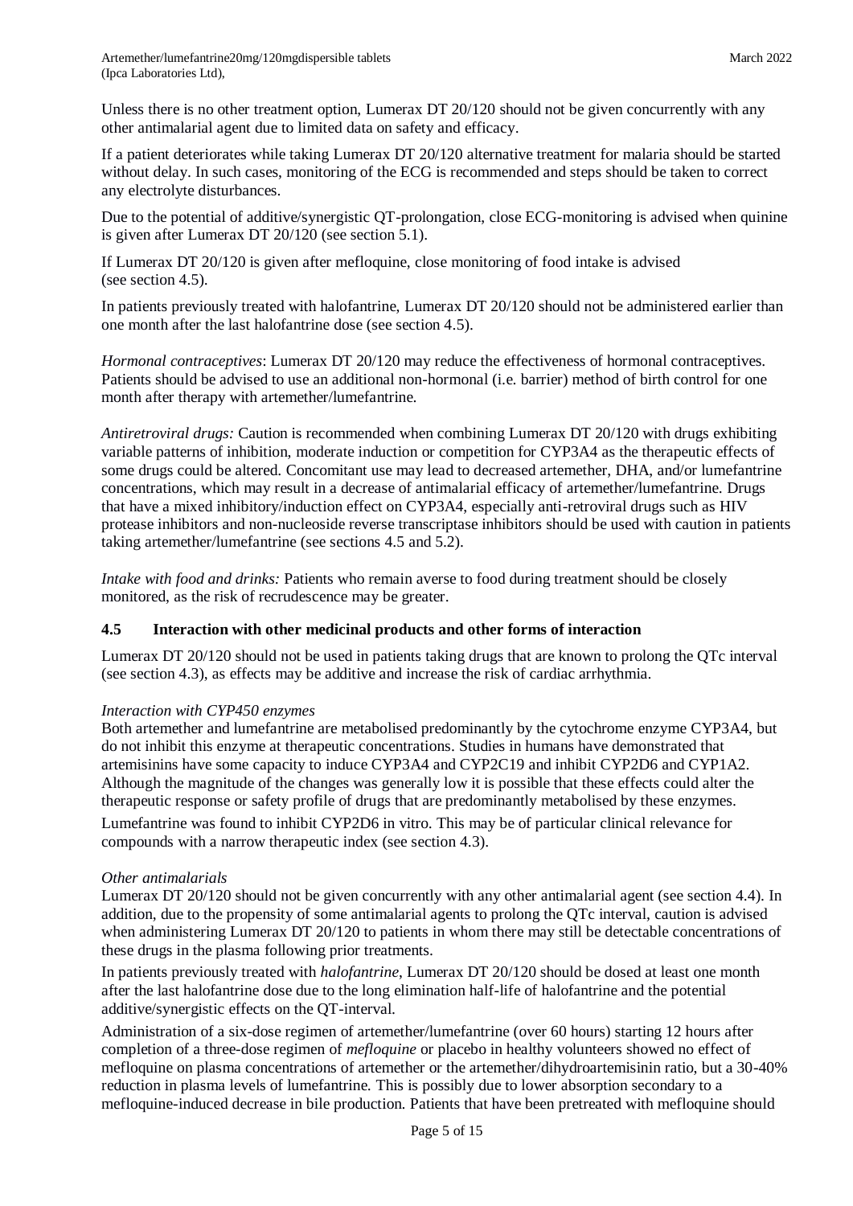Unless there is no other treatment option, Lumerax DT 20/120 should not be given concurrently with any other antimalarial agent due to limited data on safety and efficacy.

If a patient deteriorates while taking Lumerax DT 20/120 alternative treatment for malaria should be started without delay. In such cases, monitoring of the ECG is recommended and steps should be taken to correct any electrolyte disturbances.

Due to the potential of additive/synergistic QT-prolongation, close ECG-monitoring is advised when quinine is given after Lumerax DT 20/120 (see section 5.1).

If Lumerax DT 20/120 is given after mefloquine, close monitoring of food intake is advised (see section 4.5).

In patients previously treated with halofantrine, Lumerax DT 20/120 should not be administered earlier than one month after the last halofantrine dose (see section 4.5).

*Hormonal contraceptives*: Lumerax DT 20/120 may reduce the effectiveness of hormonal contraceptives. Patients should be advised to use an additional non-hormonal (i.e. barrier) method of birth control for one month after therapy with artemether/lumefantrine.

*Antiretroviral drugs:* Caution is recommended when combining Lumerax DT 20/120 with drugs exhibiting variable patterns of inhibition, moderate induction or competition for CYP3A4 as the therapeutic effects of some drugs could be altered. Concomitant use may lead to decreased artemether, DHA, and/or lumefantrine concentrations, which may result in a decrease of antimalarial efficacy of artemether/lumefantrine. Drugs that have a mixed inhibitory/induction effect on CYP3A4, especially anti-retroviral drugs such as HIV protease inhibitors and non-nucleoside reverse transcriptase inhibitors should be used with caution in patients taking artemether/lumefantrine (see sections 4.5 and 5.2).

*Intake with food and drinks:* Patients who remain averse to food during treatment should be closely monitored, as the risk of recrudescence may be greater.

### 4.5 Interaction with other medicinal products and other forms of interaction

Lumerax DT 20/120 should not be used in patients taking drugs that are known to prolong the QTc interval (see section 4.3), as effects may be additive and increase the risk of cardiac arrhythmia.

*Interaction with CYP450 enzymes*

Both artemether and lumefantrine are metabolised predominantly by the cytochrome enzyme CYP3A4, but do not inhibit this enzyme at therapeutic concentrations. Studies in humans have demonstrated that artemisinins have some capacity to induce CYP3A4 and CYP2C19 and inhibit CYP2D6 and CYP1A2. Although the magnitude of the changes was generally low it is possible that these effects could alter the therapeutic response or safety profile of drugs that are predominantly metabolised by these enzymes.

Lumefantrine was found to inhibit CYP2D6 in vitro. This may be of particular clinical relevance for compounds with a narrow therapeutic index (see section 4.3).

*Other antimalarials*

Lumerax DT 20/120 should not be given concurrently with any other antimalarial agent (see section 4.4). In addition, due to the propensity of some antimalarial agents to prolong the QTc interval, caution is advised when administering Lumerax DT 20/120 to patients in whom there may still be detectable concentrations of these drugs in the plasma following prior treatments.

In patients previously treated with *halofantrine*, Lumerax DT 20/120 should be dosed at least one month after the last halofantrine dose due to the long elimination half-life of halofantrine and the potential additive/synergistic effects on the QT-interval.

Administration of a six-dose regimen of artemether/lumefantrine (over 60 hours) starting 12 hours after completion of a three-dose regimen of *mefloquine* or placebo in healthy volunteers showed no effect of mefloquine on plasma concentrations of artemether or the artemether/dihydroartemisinin ratio, but a 30-40% reduction in plasma levels of lumefantrine. This is possibly due to lower absorption secondary to a mefloquine-induced decrease in bile production. Patients that have been pretreated with mefloquine should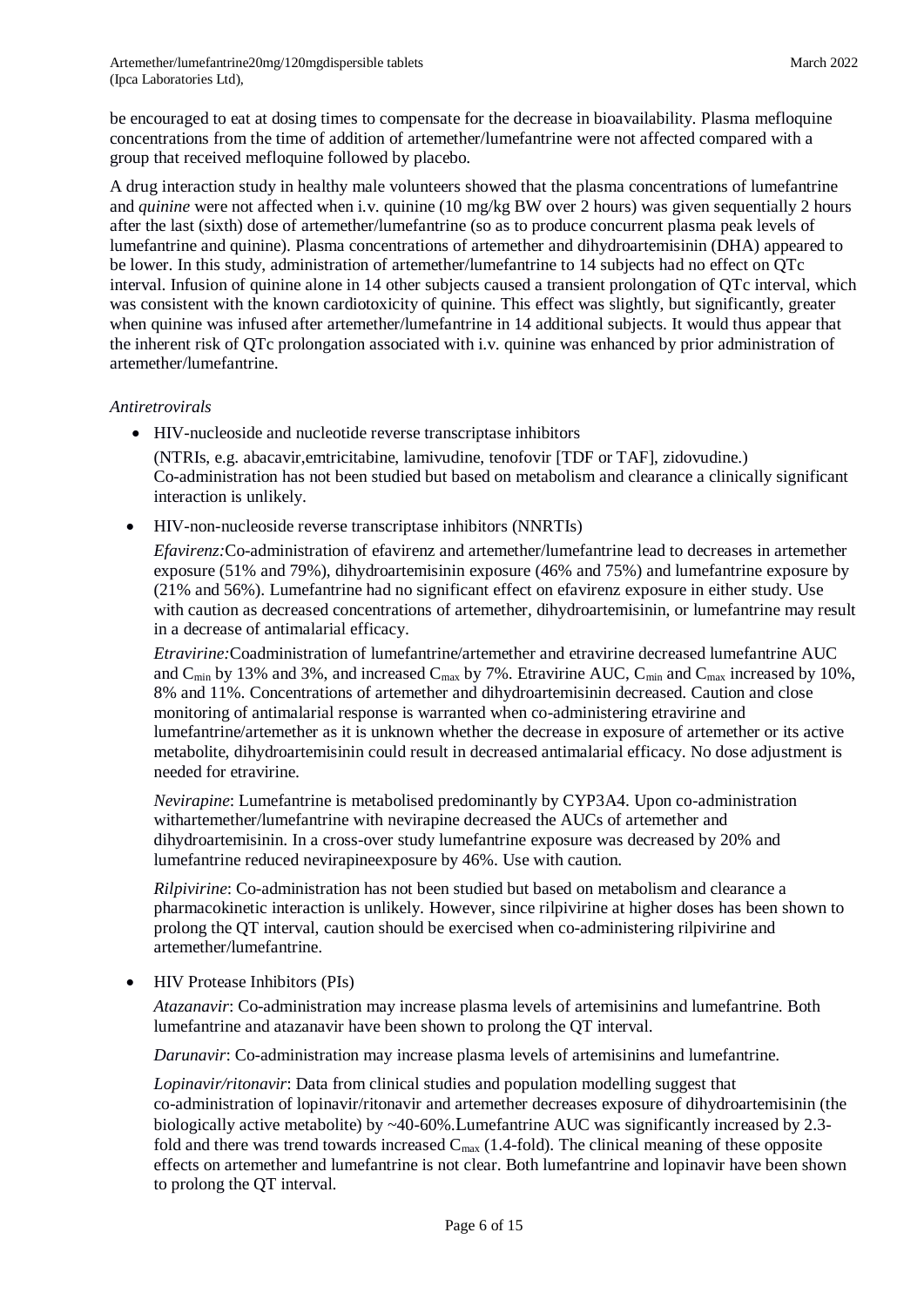be encouraged to eat at dosing times to compensate for the decrease in bioavailability. Plasma mefloquine concentrations from the time of addition of artemether/lumefantrine were not affected compared with a group that received mefloquine followed by placebo.

A drug interaction study in healthy male volunteers showed that the plasma concentrations of lumefantrine and *quinine* were not affected when i.v. quinine (10 mg/kg BW over 2 hours) was given sequentially 2 hours after the last (sixth) dose of artemether/lumefantrine (so as to produce concurrent plasma peak levels of lumefantrine and quinine). Plasma concentrations of artemether and dihydroartemisinin (DHA) appeared to be lower. In this study, administration of artemether/lumefantrine to 14 subjects had no effect on QTc interval. Infusion of quinine alone in 14 other subjects caused a transient prolongation of QTc interval, which was consistent with the known cardiotoxicity of quinine. This effect was slightly, but significantly, greater when quinine was infused after artemether/lumefantrine in 14 additional subjects. It would thus appear that the inherent risk of QTc prolongation associated with i.v. quinine was enhanced by prior administration of artemether/lumefantrine.

*Antiretrovirals*

- HIV-nucleoside and nucleotide reverse transcriptase inhibitors

  (NTRIs, e.g. abacavir,emtricitabine, lamivudine, tenofovir [TDF or TAF], zidovudine.) Co-administration has not been studied but based on metabolism and clearance a clinically significant interaction is unlikely.

- HIV-non-nucleoside reverse transcriptase inhibitors (NNRTIs)

  *Efavirenz:*Co-administration of efavirenz and artemether/lumefantrine lead to decreases in artemether exposure (51% and 79%), dihydroartemisinin exposure (46% and 75%) and lumefantrine exposure by (21% and 56%). Lumefantrine had no significant effect on efavirenz exposure in either study. Use with caution as decreased concentrations of artemether, dihydroartemisinin, or lumefantrine may result in a decrease of antimalarial efficacy.

  *Etravirine:*Coadministration of lumefantrine/artemether and etravirine decreased lumefantrine AUC and $C_{min}$ by 13% and 3%, and increased $C_{max}$ by 7%. Etravirine AUC, $C_{min}$ and $C_{max}$ increased by 10%, 8% and 11%. Concentrations of artemether and dihydroartemisinin decreased. Caution and close monitoring of antimalarial response is warranted when co-administering etravirine and lumefantrine/artemether as it is unknown whether the decrease in exposure of artemether or its active metabolite, dihydroartemisinin could result in decreased antimalarial efficacy. No dose adjustment is needed for etravirine.

  *Nevirapine*: Lumefantrine is metabolised predominantly by CYP3A4. Upon co-administration withartemether/lumefantrine with nevirapine decreased the AUCs of artemether and dihydroartemisinin. In a cross-over study lumefantrine exposure was decreased by 20% and lumefantrine reduced nevirapineexposure by 46%. Use with caution.

  *Rilpivirine*: Co-administration has not been studied but based on metabolism and clearance a pharmacokinetic interaction is unlikely. However, since rilpivirine at higher doses has been shown to prolong the QT interval, caution should be exercised when co-administering rilpivirine and artemether/lumefantrine.

- HIV Protease Inhibitors (PIs)

  *Atazanavir*: Co-administration may increase plasma levels of artemisinins and lumefantrine. Both lumefantrine and atazanavir have been shown to prolong the QT interval.

  *Darunavir*: Co-administration may increase plasma levels of artemisinins and lumefantrine.

  *Lopinavir/ritonavir*: Data from clinical studies and population modelling suggest that co-administration of lopinavir/ritonavir and artemether decreases exposure of dihydroartemisinin (the biologically active metabolite) by ~40-60%.Lumefantrine AUC was significantly increased by 2.3-fold and there was trend towards increased $C_{max}$ (1.4-fold). The clinical meaning of these opposite effects on artemether and lumefantrine is not clear. Both lumefantrine and lopinavir have been shown to prolong the QT interval.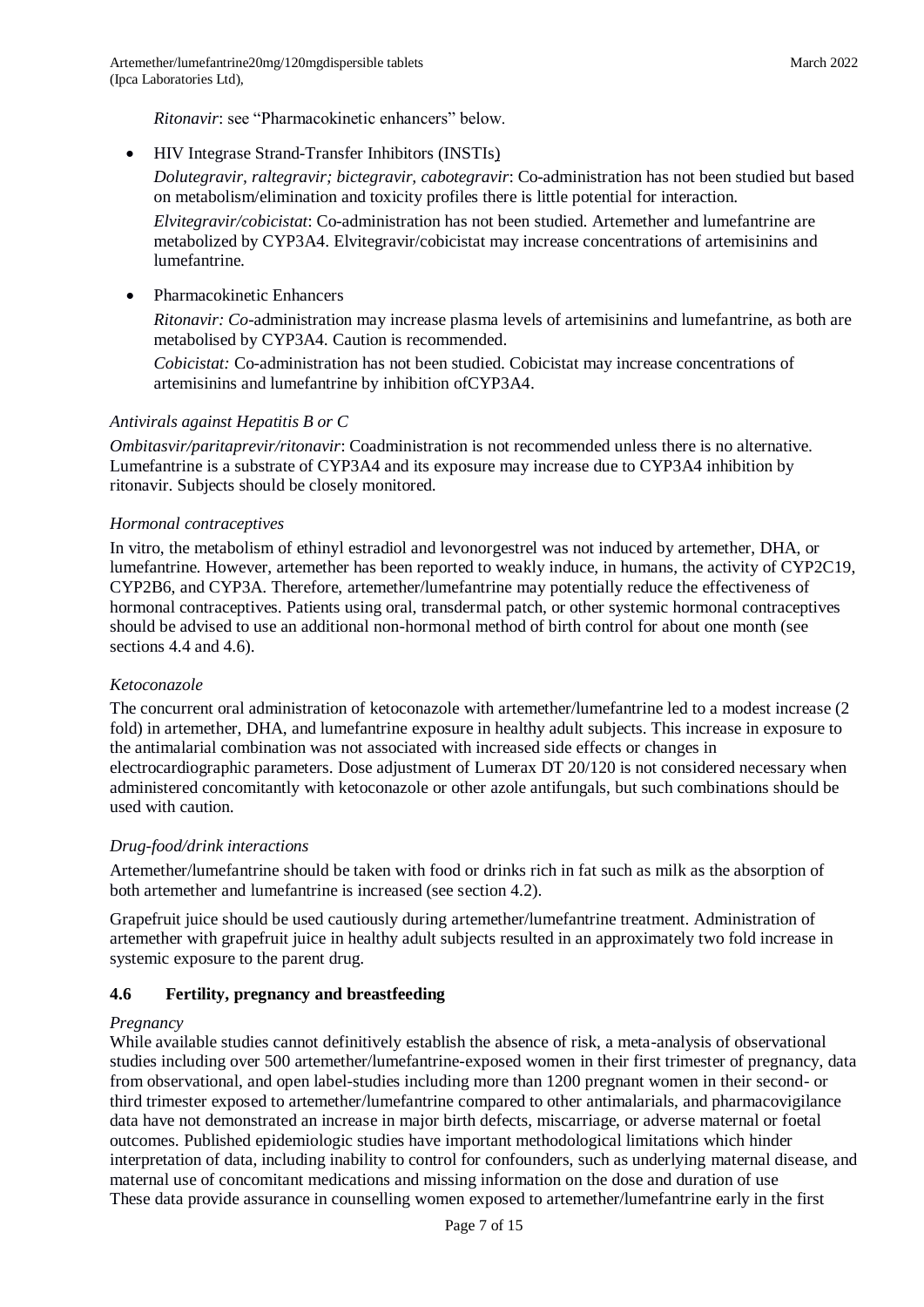*Ritonavir*: see "Pharmacokinetic enhancers" below.

- HIV Integrase Strand-Transfer Inhibitors (INSTIs)

  *Dolutegravir, raltegravir; bictegravir, cabotegravir*: Co-administration has not been studied but based on metabolism/elimination and toxicity profiles there is little potential for interaction.

  *Elvitegravir/cobicistat*: Co-administration has not been studied. Artemether and lumefantrine are metabolized by CYP3A4. Elvitegravir/cobicistat may increase concentrations of artemisinins and lumefantrine.

- Pharmacokinetic Enhancers

  *Ritonavir: Co*-administration may increase plasma levels of artemisinins and lumefantrine, as both are metabolised by CYP3A4. Caution is recommended.

  *Cobicistat:* Co-administration has not been studied. Cobicistat may increase concentrations of artemisinins and lumefantrine by inhibition ofCYP3A4.

*Antivirals against Hepatitis B or C*

*Ombitasvir/paritaprevir/ritonavir*: Coadministration is not recommended unless there is no alternative. Lumefantrine is a substrate of CYP3A4 and its exposure may increase due to CYP3A4 inhibition by ritonavir. Subjects should be closely monitored.

*Hormonal contraceptives*

In vitro, the metabolism of ethinyl estradiol and levonorgestrel was not induced by artemether, DHA, or lumefantrine. However, artemether has been reported to weakly induce, in humans, the activity of CYP2C19, CYP2B6, and CYP3A. Therefore, artemether/lumefantrine may potentially reduce the effectiveness of hormonal contraceptives. Patients using oral, transdermal patch, or other systemic hormonal contraceptives should be advised to use an additional non-hormonal method of birth control for about one month (see sections 4.4 and 4.6).

*Ketoconazole*

The concurrent oral administration of ketoconazole with artemether/lumefantrine led to a modest increase (2 fold) in artemether, DHA, and lumefantrine exposure in healthy adult subjects. This increase in exposure to the antimalarial combination was not associated with increased side effects or changes in electrocardiographic parameters. Dose adjustment of Lumerax DT 20/120 is not considered necessary when administered concomitantly with ketoconazole or other azole antifungals, but such combinations should be used with caution.

*Drug-food/drink interactions*

Artemether/lumefantrine should be taken with food or drinks rich in fat such as milk as the absorption of both artemether and lumefantrine is increased (see section 4.2).

Grapefruit juice should be used cautiously during artemether/lumefantrine treatment. Administration of artemether with grapefruit juice in healthy adult subjects resulted in an approximately two fold increase in systemic exposure to the parent drug.

## 4.6 Fertility, pregnancy and breastfeeding

*Pregnancy*

While available studies cannot definitively establish the absence of risk, a meta-analysis of observational studies including over 500 artemether/lumefantrine-exposed women in their first trimester of pregnancy, data from observational, and open label-studies including more than 1200 pregnant women in their second- or third trimester exposed to artemether/lumefantrine compared to other antimalarials, and pharmacovigilance data have not demonstrated an increase in major birth defects, miscarriage, or adverse maternal or foetal outcomes. Published epidemiologic studies have important methodological limitations which hinder interpretation of data, including inability to control for confounders, such as underlying maternal disease, and maternal use of concomitant medications and missing information on the dose and duration of use
These data provide assurance in counselling women exposed to artemether/lumefantrine early in the first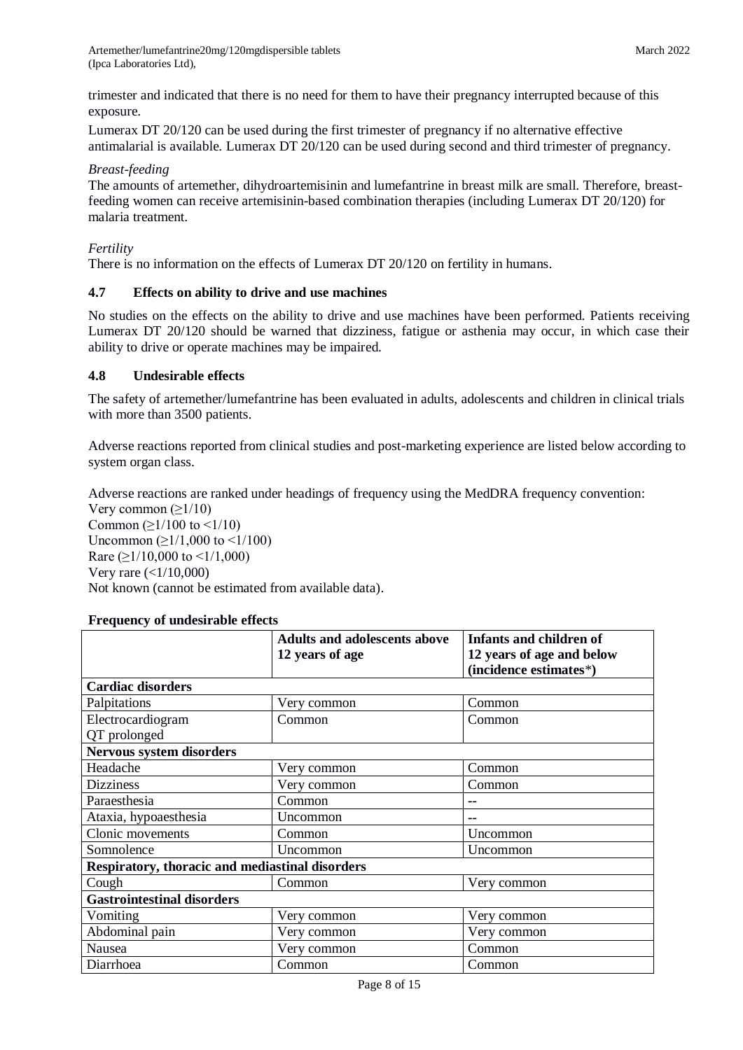trimester and indicated that there is no need for them to have their pregnancy interrupted because of this exposure.

Lumerax DT 20/120 can be used during the first trimester of pregnancy if no alternative effective antimalarial is available. Lumerax DT 20/120 can be used during second and third trimester of pregnancy.

*Breast-feeding*

The amounts of artemether, dihydroartemisinin and lumefantrine in breast milk are small. Therefore, breast-feeding women can receive artemisinin-based combination therapies (including Lumerax DT 20/120) for malaria treatment.

*Fertility*

There is no information on the effects of Lumerax DT 20/120 on fertility in humans.

### 4.7 Effects on ability to drive and use machines

No studies on the effects on the ability to drive and use machines have been performed. Patients receiving Lumerax DT 20/120 should be warned that dizziness, fatigue or asthenia may occur, in which case their ability to drive or operate machines may be impaired.

### 4.8 Undesirable effects

The safety of artemether/lumefantrine has been evaluated in adults, adolescents and children in clinical trials with more than 3500 patients.

Adverse reactions reported from clinical studies and post-marketing experience are listed below according to system organ class.

Adverse reactions are ranked under headings of frequency using the MedDRA frequency convention:
Very common (≥1/10)
Common (≥1/100 to <1/10)
Uncommon (≥1/1,000 to <1/100)
Rare (≥1/10,000 to <1/1,000)
Very rare (<1/10,000)
Not known (cannot be estimated from available data).

**Frequency of undesirable effects**

| | Adults and adolescents above 12 years of age | Infants and children of 12 years of age and below (incidence estimates*) |
|---|---|---|
| **Cardiac disorders** | | |
| Palpitations | Very common | Common |
| Electrocardiogram QT prolonged | Common | Common |
| **Nervous system disorders** | | |
| Headache | Very common | Common |
| Dizziness | Very common | Common |
| Paraesthesia | Common | -- |
| Ataxia, hypoaesthesia | Uncommon | -- |
| Clonic movements | Common | Uncommon |
| Somnolence | Uncommon | Uncommon |
| **Respiratory, thoracic and mediastinal disorders** | | |
| Cough | Common | Very common |
| **Gastrointestinal disorders** | | |
| Vomiting | Very common | Very common |
| Abdominal pain | Very common | Very common |
| Nausea | Very common | Common |
| Diarrhoea | Common | Common |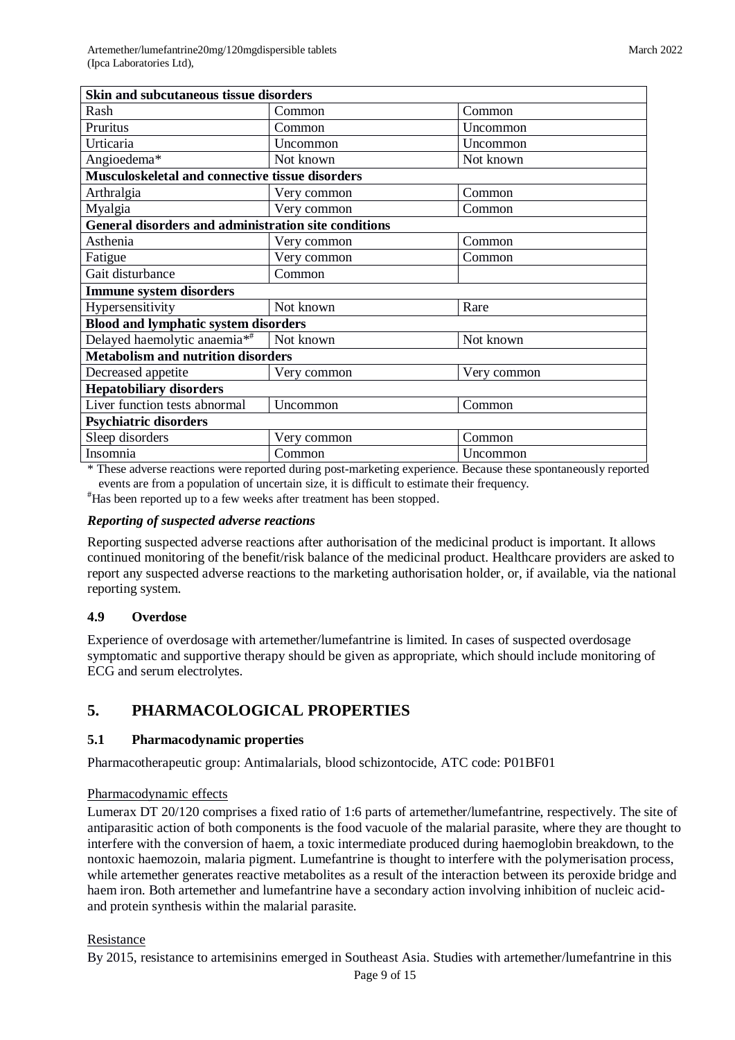| Skin and subcutaneous tissue disorders | | |
|---|---|---|
| Rash | Common | Common |
| Pruritus | Common | Uncommon |
| Urticaria | Uncommon | Uncommon |
| Angioedema* | Not known | Not known |
| **Musculoskeletal and connective tissue disorders** | | |
| Arthralgia | Very common | Common |
| Myalgia | Very common | Common |
| **General disorders and administration site conditions** | | |
| Asthenia | Very common | Common |
| Fatigue | Very common | Common |
| Gait disturbance | Common | |
| **Immune system disorders** | | |
| Hypersensitivity | Not known | Rare |
| **Blood and lymphatic system disorders** | | |
| Delayed haemolytic anaemia*# | Not known | Not known |
| **Metabolism and nutrition disorders** | | |
| Decreased appetite | Very common | Very common |
| **Hepatobiliary disorders** | | |
| Liver function tests abnormal | Uncommon | Common |
| **Psychiatric disorders** | | |
| Sleep disorders | Very common | Common |
| Insomnia | Common | Uncommon |

\* These adverse reactions were reported during post-marketing experience. Because these spontaneously reported events are from a population of uncertain size, it is difficult to estimate their frequency.

#Has been reported up to a few weeks after treatment has been stopped.

***Reporting of suspected adverse reactions***

Reporting suspected adverse reactions after authorisation of the medicinal product is important. It allows continued monitoring of the benefit/risk balance of the medicinal product. Healthcare providers are asked to report any suspected adverse reactions to the marketing authorisation holder, or, if available, via the national reporting system.

### 4.9 Overdose

Experience of overdosage with artemether/lumefantrine is limited. In cases of suspected overdosage symptomatic and supportive therapy should be given as appropriate, which should include monitoring of ECG and serum electrolytes.

## 5. PHARMACOLOGICAL PROPERTIES

### 5.1 Pharmacodynamic properties

Pharmacotherapeutic group: Antimalarials, blood schizontocide, ATC code: P01BF01

Pharmacodynamic effects

Lumerax DT 20/120 comprises a fixed ratio of 1:6 parts of artemether/lumefantrine, respectively. The site of antiparasitic action of both components is the food vacuole of the malarial parasite, where they are thought to interfere with the conversion of haem, a toxic intermediate produced during haemoglobin breakdown, to the nontoxic haemozoin, malaria pigment. Lumefantrine is thought to interfere with the polymerisation process, while artemether generates reactive metabolites as a result of the interaction between its peroxide bridge and haem iron. Both artemether and lumefantrine have a secondary action involving inhibition of nucleic acid- and protein synthesis within the malarial parasite.

Resistance

By 2015, resistance to artemisinins emerged in Southeast Asia. Studies with artemether/lumefantrine in this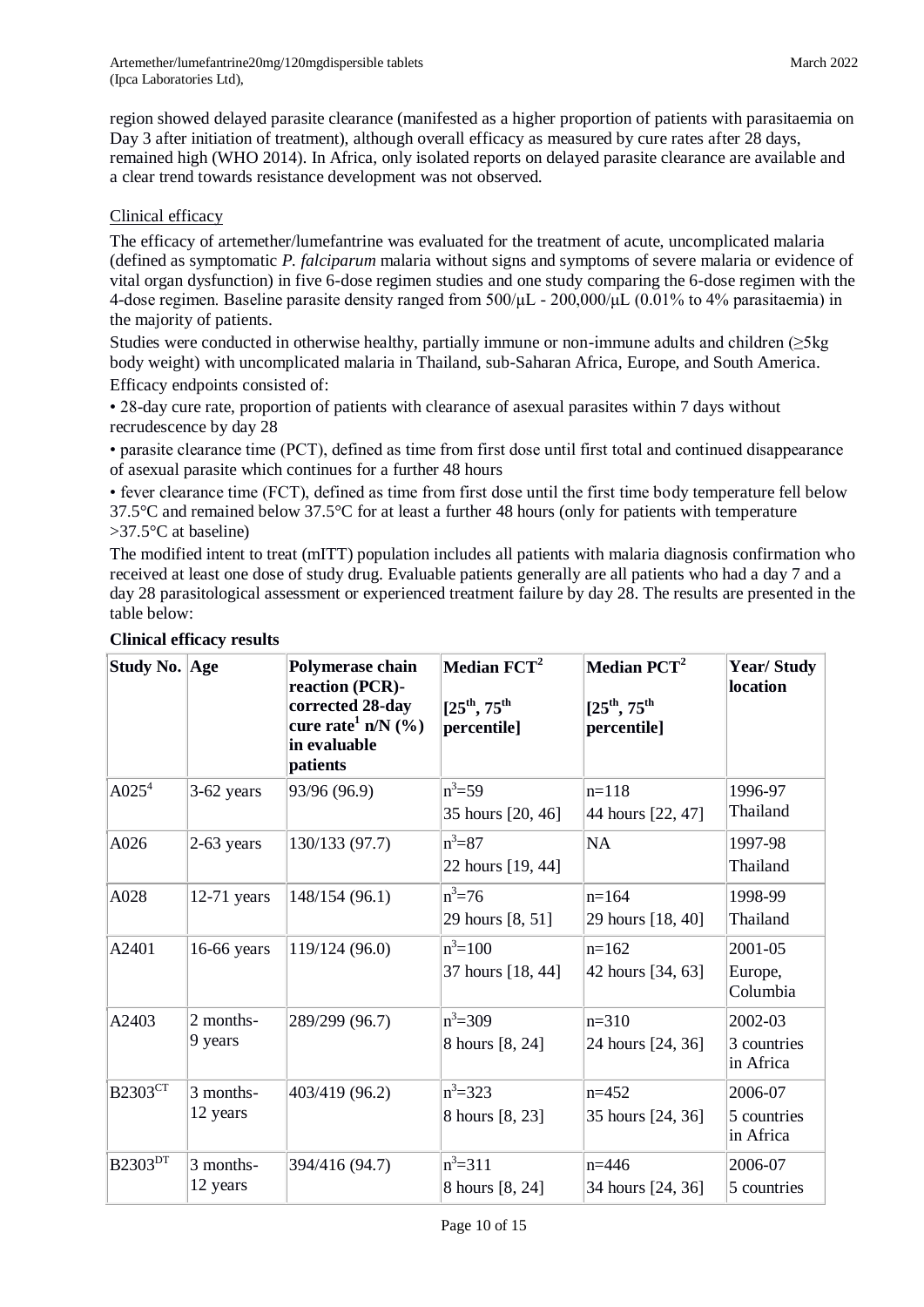region showed delayed parasite clearance (manifested as a higher proportion of patients with parasitaemia on Day 3 after initiation of treatment), although overall efficacy as measured by cure rates after 28 days, remained high (WHO 2014). In Africa, only isolated reports on delayed parasite clearance are available and a clear trend towards resistance development was not observed.

Clinical efficacy

The efficacy of artemether/lumefantrine was evaluated for the treatment of acute, uncomplicated malaria (defined as symptomatic *P. falciparum* malaria without signs and symptoms of severe malaria or evidence of vital organ dysfunction) in five 6-dose regimen studies and one study comparing the 6-dose regimen with the 4-dose regimen. Baseline parasite density ranged from 500/μL - 200,000/μL (0.01% to 4% parasitaemia) in the majority of patients.

Studies were conducted in otherwise healthy, partially immune or non-immune adults and children (≥5kg body weight) with uncomplicated malaria in Thailand, sub-Saharan Africa, Europe, and South America.

Efficacy endpoints consisted of:

- 28-day cure rate, proportion of patients with clearance of asexual parasites within 7 days without recrudescence by day 28
- parasite clearance time (PCT), defined as time from first dose until first total and continued disappearance of asexual parasite which continues for a further 48 hours
- fever clearance time (FCT), defined as time from first dose until the first time body temperature fell below 37.5°C and remained below 37.5°C for at least a further 48 hours (only for patients with temperature >37.5°C at baseline)

The modified intent to treat (mITT) population includes all patients with malaria diagnosis confirmation who received at least one dose of study drug. Evaluable patients generally are all patients who had a day 7 and a day 28 parasitological assessment or experienced treatment failure by day 28. The results are presented in the table below:

**Clinical efficacy results**

| Study No. | Age | Polymerase chain reaction (PCR)-corrected 28-day cure rate[1] n/N (%) in evaluable patients | Median FCT[2] [25th, 75th percentile] | Median PCT[2] [25th, 75th percentile] | Year/ Study location |
|---|---|---|---|---|---|
| A025[4] | 3-62 years | 93/96 (96.9) | n[3]=59<br>35 hours [20, 46] | n=118<br>44 hours [22, 47] | 1996-97<br>Thailand |
| A026 | 2-63 years | 130/133 (97.7) | n[3]=87<br>22 hours [19, 44] | NA | 1997-98<br>Thailand |
| A028 | 12-71 years | 148/154 (96.1) | n[3]=76<br>29 hours [8, 51] | n=164<br>29 hours [18, 40] | 1998-99<br>Thailand |
| A2401 | 16-66 years | 119/124 (96.0) | n[3]=100<br>37 hours [18, 44] | n=162<br>42 hours [34, 63] | 2001-05<br>Europe, Columbia |
| A2403 | 2 months-9 years | 289/299 (96.7) | n[3]=309<br>8 hours [8, 24] | n=310<br>24 hours [24, 36] | 2002-03<br>3 countries in Africa |
| B2303[CT] | 3 months-12 years | 403/419 (96.2) | n[3]=323<br>8 hours [8, 23] | n=452<br>35 hours [24, 36] | 2006-07<br>5 countries in Africa |
| B2303[DT] | 3 months-12 years | 394/416 (94.7) | n[3]=311<br>8 hours [8, 24] | n=446<br>34 hours [24, 36] | 2006-07<br>5 countries |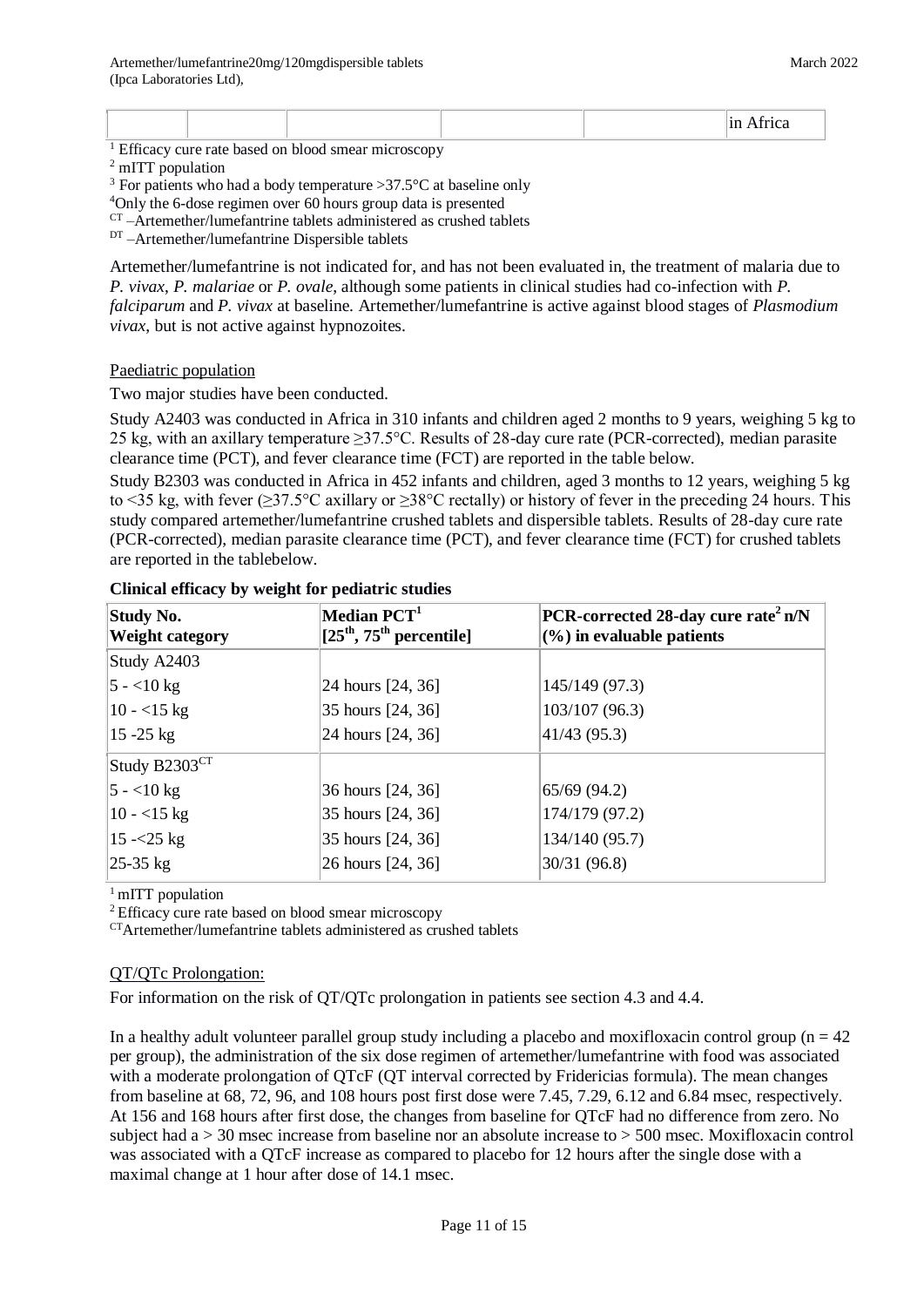| | | | | | in Africa |
|---|---|---|---|---|---|

[1] Efficacy cure rate based on blood smear microscopy
[2] mITT population
[3] For patients who had a body temperature >37.5°C at baseline only
[4]Only the 6-dose regimen over 60 hours group data is presented
[CT] –Artemether/lumefantrine tablets administered as crushed tablets
[DT] –Artemether/lumefantrine Dispersible tablets

Artemether/lumefantrine is not indicated for, and has not been evaluated in, the treatment of malaria due to *P. vivax*, *P. malariae* or *P. ovale*, although some patients in clinical studies had co-infection with *P. falciparum* and *P. vivax* at baseline. Artemether/lumefantrine is active against blood stages of *Plasmodium vivax*, but is not active against hypnozoites.

Paediatric population

Two major studies have been conducted.

Study A2403 was conducted in Africa in 310 infants and children aged 2 months to 9 years, weighing 5 kg to 25 kg, with an axillary temperature ≥37.5°C. Results of 28-day cure rate (PCR-corrected), median parasite clearance time (PCT), and fever clearance time (FCT) are reported in the table below.

Study B2303 was conducted in Africa in 452 infants and children, aged 3 months to 12 years, weighing 5 kg to <35 kg, with fever (≥37.5°C axillary or ≥38°C rectally) or history of fever in the preceding 24 hours. This study compared artemether/lumefantrine crushed tablets and dispersible tablets. Results of 28-day cure rate (PCR-corrected), median parasite clearance time (PCT), and fever clearance time (FCT) for crushed tablets are reported in the tablebelow.

**Clinical efficacy by weight for pediatric studies**

| Study No.<br>Weight category | Median PCT[1]<br>[25th, 75th percentile] | PCR-corrected 28-day cure rate[2] n/N (%) in evaluable patients |
|---|---|---|
| Study A2403 | | |
| 5 - <10 kg | 24 hours [24, 36] | 145/149 (97.3) |
| 10 - <15 kg | 35 hours [24, 36] | 103/107 (96.3) |
| 15 -25 kg | 24 hours [24, 36] | 41/43 (95.3) |
| Study B2303[CT] | | |
| 5 - <10 kg | 36 hours [24, 36] | 65/69 (94.2) |
| 10 - <15 kg | 35 hours [24, 36] | 174/179 (97.2) |
| 15 -<25 kg | 35 hours [24, 36] | 134/140 (95.7) |
| 25-35 kg | 26 hours [24, 36] | 30/31 (96.8) |

[1] mITT population
[2] Efficacy cure rate based on blood smear microscopy
[CT]Artemether/lumefantrine tablets administered as crushed tablets

QT/QTc Prolongation:

For information on the risk of QT/QTc prolongation in patients see section 4.3 and 4.4.

In a healthy adult volunteer parallel group study including a placebo and moxifloxacin control group (n = 42 per group), the administration of the six dose regimen of artemether/lumefantrine with food was associated with a moderate prolongation of QTcF (QT interval corrected by Fridericias formula). The mean changes from baseline at 68, 72, 96, and 108 hours post first dose were 7.45, 7.29, 6.12 and 6.84 msec, respectively. At 156 and 168 hours after first dose, the changes from baseline for QTcF had no difference from zero. No subject had a > 30 msec increase from baseline nor an absolute increase to > 500 msec. Moxifloxacin control was associated with a QTcF increase as compared to placebo for 12 hours after the single dose with a maximal change at 1 hour after dose of 14.1 msec.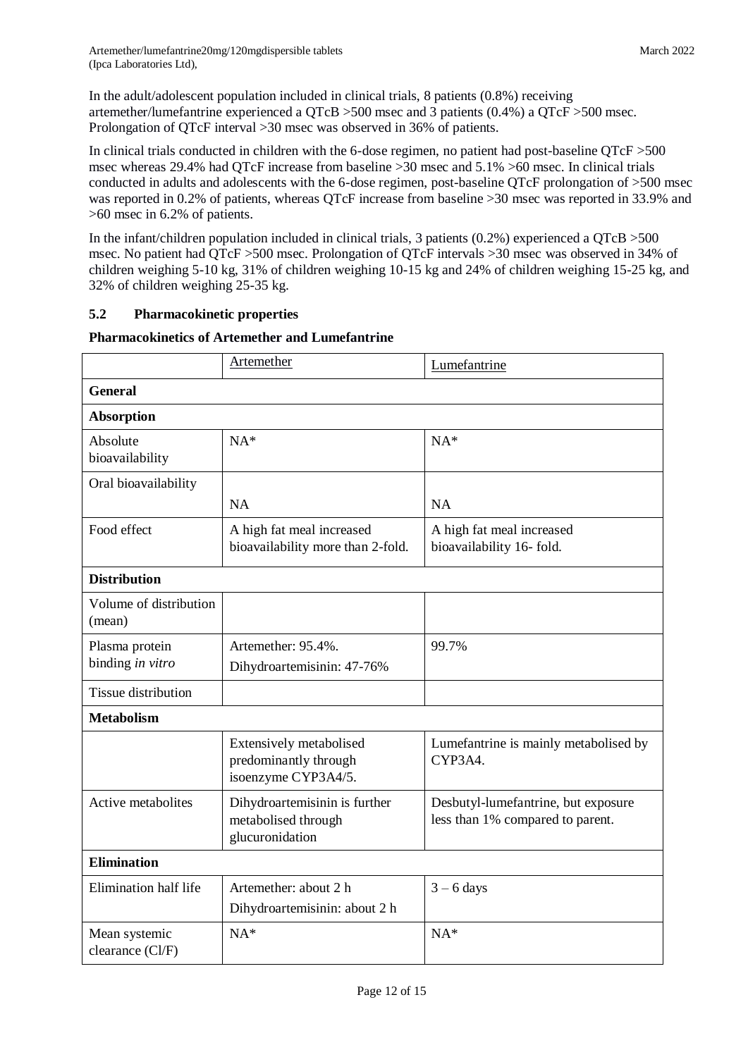In the adult/adolescent population included in clinical trials, 8 patients (0.8%) receiving artemether/lumefantrine experienced a QTcB >500 msec and 3 patients (0.4%) a QTcF >500 msec. Prolongation of QTcF interval >30 msec was observed in 36% of patients.

In clinical trials conducted in children with the 6-dose regimen, no patient had post-baseline QTcF >500 msec whereas 29.4% had QTcF increase from baseline >30 msec and 5.1% >60 msec. In clinical trials conducted in adults and adolescents with the 6-dose regimen, post-baseline QTcF prolongation of >500 msec was reported in 0.2% of patients, whereas QTcF increase from baseline >30 msec was reported in 33.9% and >60 msec in 6.2% of patients.

In the infant/children population included in clinical trials, 3 patients (0.2%) experienced a QTcB >500 msec. No patient had QTcF >500 msec. Prolongation of QTcF intervals >30 msec was observed in 34% of children weighing 5-10 kg, 31% of children weighing 10-15 kg and 24% of children weighing 15-25 kg, and 32% of children weighing 25-35 kg.

## 5.2 Pharmacokinetic properties

**Pharmacokinetics of Artemether and Lumefantrine**

| | Artemether | Lumefantrine |
|---|---|---|
| **General** | | |
| **Absorption** | | |
| Absolute bioavailability | NA* | NA* |
| Oral bioavailability | NA | NA |
| Food effect | A high fat meal increased bioavailability more than 2-fold. | A high fat meal increased bioavailability 16- fold. |
| **Distribution** | | |
| Volume of distribution (mean) | | |
| Plasma protein binding *in vitro* | Artemether: 95.4%. Dihydroartemisinin: 47-76% | 99.7% |
| Tissue distribution | | |
| **Metabolism** | | |
| | Extensively metabolised predominantly through isoenzyme CYP3A4/5. | Lumefantrine is mainly metabolised by CYP3A4. |
| Active metabolites | Dihydroartemisinin is further metabolised through glucuronidation | Desbutyl-lumefantrine, but exposure less than 1% compared to parent. |
| **Elimination** | | |
| Elimination half life | Artemether: about 2 h Dihydroartemisinin: about 2 h | 3 – 6 days |
| Mean systemic clearance (Cl/F) | NA* | NA* |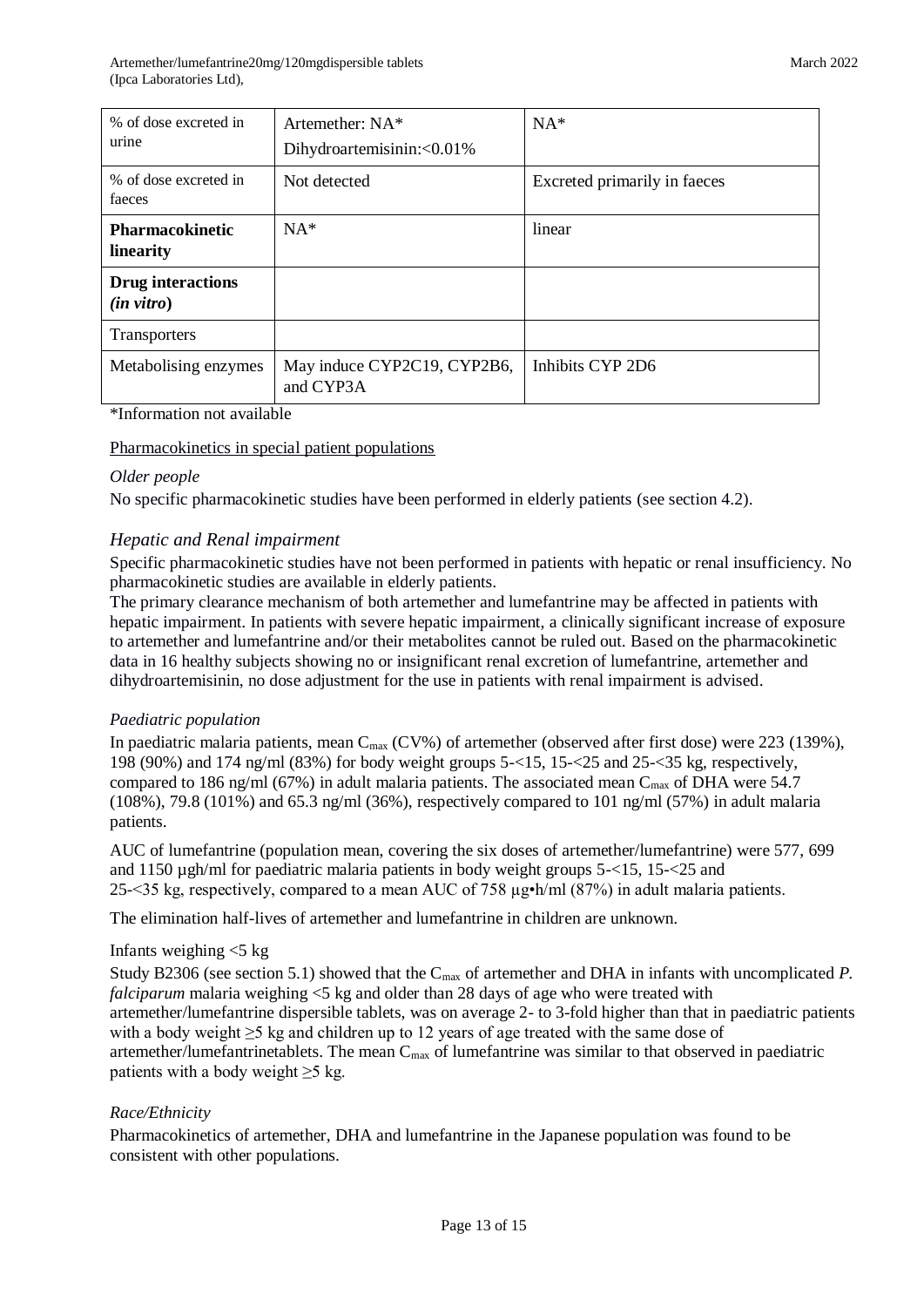| % of dose excreted in urine | Artemether: NA*<br>Dihydroartemisinin:<0.01% | NA* |
|---|---|---|
| % of dose excreted in faeces | Not detected | Excreted primarily in faeces |
| **Pharmacokinetic linearity** | NA* | linear |
| **Drug interactions (*in vitro*)** | | |
| Transporters | | |
| Metabolising enzymes | May induce CYP2C19, CYP2B6, and CYP3A | Inhibits CYP 2D6 |

*Information not available

Pharmacokinetics in special patient populations

*Older people*

No specific pharmacokinetic studies have been performed in elderly patients (see section 4.2).

*Hepatic and Renal impairment*

Specific pharmacokinetic studies have not been performed in patients with hepatic or renal insufficiency. No pharmacokinetic studies are available in elderly patients.

The primary clearance mechanism of both artemether and lumefantrine may be affected in patients with hepatic impairment. In patients with severe hepatic impairment, a clinically significant increase of exposure to artemether and lumefantrine and/or their metabolites cannot be ruled out. Based on the pharmacokinetic data in 16 healthy subjects showing no or insignificant renal excretion of lumefantrine, artemether and dihydroartemisinin, no dose adjustment for the use in patients with renal impairment is advised.

*Paediatric population*

In paediatric malaria patients, mean $C_{max}$ (CV%) of artemether (observed after first dose) were 223 (139%), 198 (90%) and 174 ng/ml (83%) for body weight groups 5-<15, 15-<25 and 25-<35 kg, respectively, compared to 186 ng/ml (67%) in adult malaria patients. The associated mean $C_{max}$ of DHA were 54.7 (108%), 79.8 (101%) and 65.3 ng/ml (36%), respectively compared to 101 ng/ml (57%) in adult malaria patients.

AUC of lumefantrine (population mean, covering the six doses of artemether/lumefantrine) were 577, 699 and 1150 µgh/ml for paediatric malaria patients in body weight groups 5-<15, 15-<25 and 25-<35 kg, respectively, compared to a mean AUC of 758 µg•h/ml (87%) in adult malaria patients.

The elimination half-lives of artemether and lumefantrine in children are unknown.

Infants weighing <5 kg

Study B2306 (see section 5.1) showed that the $C_{max}$ of artemether and DHA in infants with uncomplicated *P. falciparum* malaria weighing <5 kg and older than 28 days of age who were treated with artemether/lumefantrine dispersible tablets, was on average 2- to 3-fold higher than that in paediatric patients with a body weight ≥5 kg and children up to 12 years of age treated with the same dose of artemether/lumefantrinetablets. The mean $C_{max}$ of lumefantrine was similar to that observed in paediatric patients with a body weight ≥5 kg.

*Race/Ethnicity*

Pharmacokinetics of artemether, DHA and lumefantrine in the Japanese population was found to be consistent with other populations.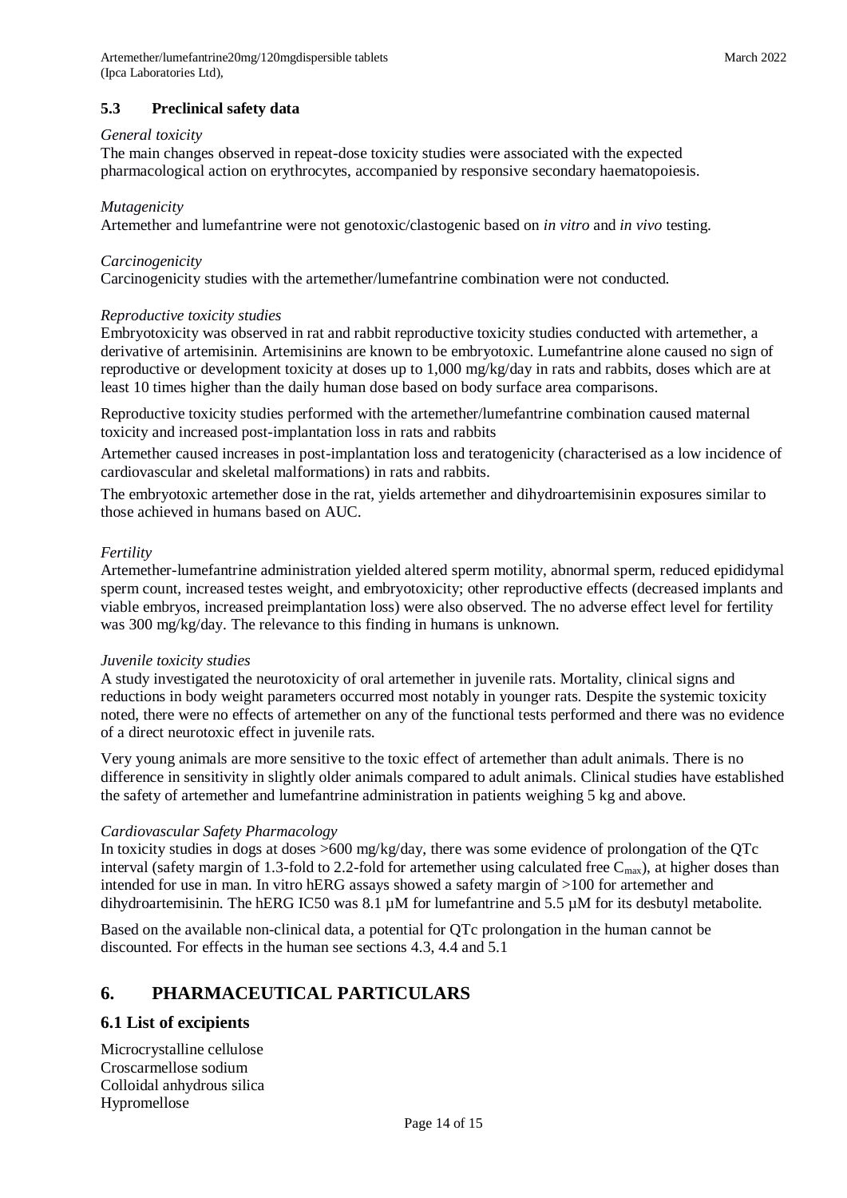### 5.3 Preclinical safety data

*General toxicity*

The main changes observed in repeat-dose toxicity studies were associated with the expected pharmacological action on erythrocytes, accompanied by responsive secondary haematopoiesis.

*Mutagenicity*

Artemether and lumefantrine were not genotoxic/clastogenic based on *in vitro* and *in vivo* testing.

*Carcinogenicity*

Carcinogenicity studies with the artemether/lumefantrine combination were not conducted.

*Reproductive toxicity studies*

Embryotoxicity was observed in rat and rabbit reproductive toxicity studies conducted with artemether, a derivative of artemisinin. Artemisinins are known to be embryotoxic. Lumefantrine alone caused no sign of reproductive or development toxicity at doses up to 1,000 mg/kg/day in rats and rabbits, doses which are at least 10 times higher than the daily human dose based on body surface area comparisons.

Reproductive toxicity studies performed with the artemether/lumefantrine combination caused maternal toxicity and increased post-implantation loss in rats and rabbits

Artemether caused increases in post-implantation loss and teratogenicity (characterised as a low incidence of cardiovascular and skeletal malformations) in rats and rabbits.

The embryotoxic artemether dose in the rat, yields artemether and dihydroartemisinin exposures similar to those achieved in humans based on AUC.

*Fertility*

Artemether-lumefantrine administration yielded altered sperm motility, abnormal sperm, reduced epididymal sperm count, increased testes weight, and embryotoxicity; other reproductive effects (decreased implants and viable embryos, increased preimplantation loss) were also observed. The no adverse effect level for fertility was 300 mg/kg/day. The relevance to this finding in humans is unknown.

*Juvenile toxicity studies*

A study investigated the neurotoxicity of oral artemether in juvenile rats. Mortality, clinical signs and reductions in body weight parameters occurred most notably in younger rats. Despite the systemic toxicity noted, there were no effects of artemether on any of the functional tests performed and there was no evidence of a direct neurotoxic effect in juvenile rats.

Very young animals are more sensitive to the toxic effect of artemether than adult animals. There is no difference in sensitivity in slightly older animals compared to adult animals. Clinical studies have established the safety of artemether and lumefantrine administration in patients weighing 5 kg and above.

*Cardiovascular Safety Pharmacology*

In toxicity studies in dogs at doses >600 mg/kg/day, there was some evidence of prolongation of the QTc interval (safety margin of 1.3-fold to 2.2-fold for artemether using calculated free $C_{max}$), at higher doses than intended for use in man. In vitro hERG assays showed a safety margin of >100 for artemether and dihydroartemisinin. The hERG IC50 was 8.1 µM for lumefantrine and 5.5 µM for its desbutyl metabolite.

Based on the available non-clinical data, a potential for QTc prolongation in the human cannot be discounted. For effects in the human see sections 4.3, 4.4 and 5.1

## 6. PHARMACEUTICAL PARTICULARS

### 6.1 List of excipients

Microcrystalline cellulose
Croscarmellose sodium
Colloidal anhydrous silica
Hypromellose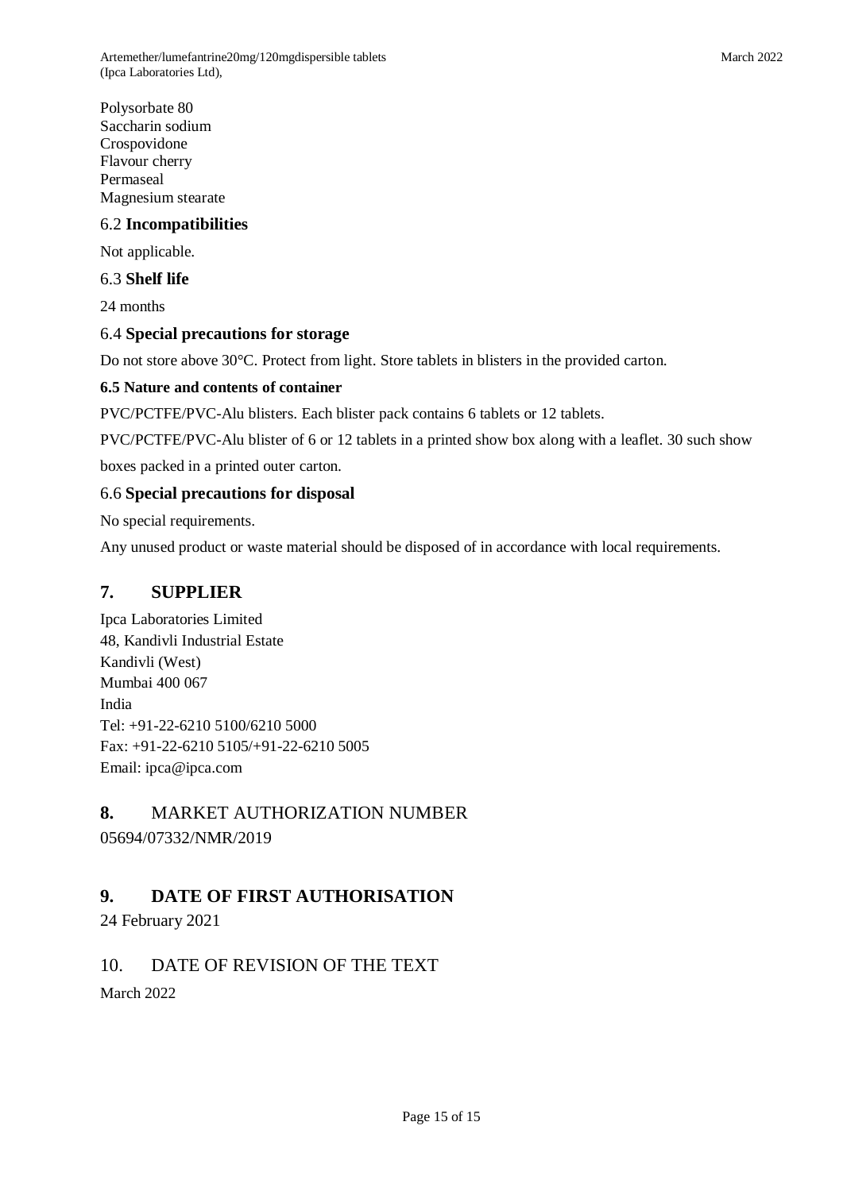Polysorbate 80
Saccharin sodium
Crospovidone
Flavour cherry
Permaseal
Magnesium stearate

### 6.2 **Incompatibilities**

Not applicable.

### 6.3 **Shelf life**

24 months

### 6.4 **Special precautions for storage**

Do not store above 30°C. Protect from light. Store tablets in blisters in the provided carton.

### **6.5 Nature and contents of container**

PVC/PCTFE/PVC-Alu blisters. Each blister pack contains 6 tablets or 12 tablets.

PVC/PCTFE/PVC-Alu blister of 6 or 12 tablets in a printed show box along with a leaflet. 30 such show boxes packed in a printed outer carton.

### 6.6 **Special precautions for disposal**

No special requirements.

Any unused product or waste material should be disposed of in accordance with local requirements.

## **7. SUPPLIER**

Ipca Laboratories Limited
48, Kandivli Industrial Estate
Kandivli (West)
Mumbai 400 067
India
Tel: +91-22-6210 5100/6210 5000
Fax: +91-22-6210 5105/+91-22-6210 5005
Email: ipca@ipca.com

## **8.** MARKET AUTHORIZATION NUMBER

05694/07332/NMR/2019

## **9. DATE OF FIRST AUTHORISATION**

24 February 2021

## 10. DATE OF REVISION OF THE TEXT

March 2022